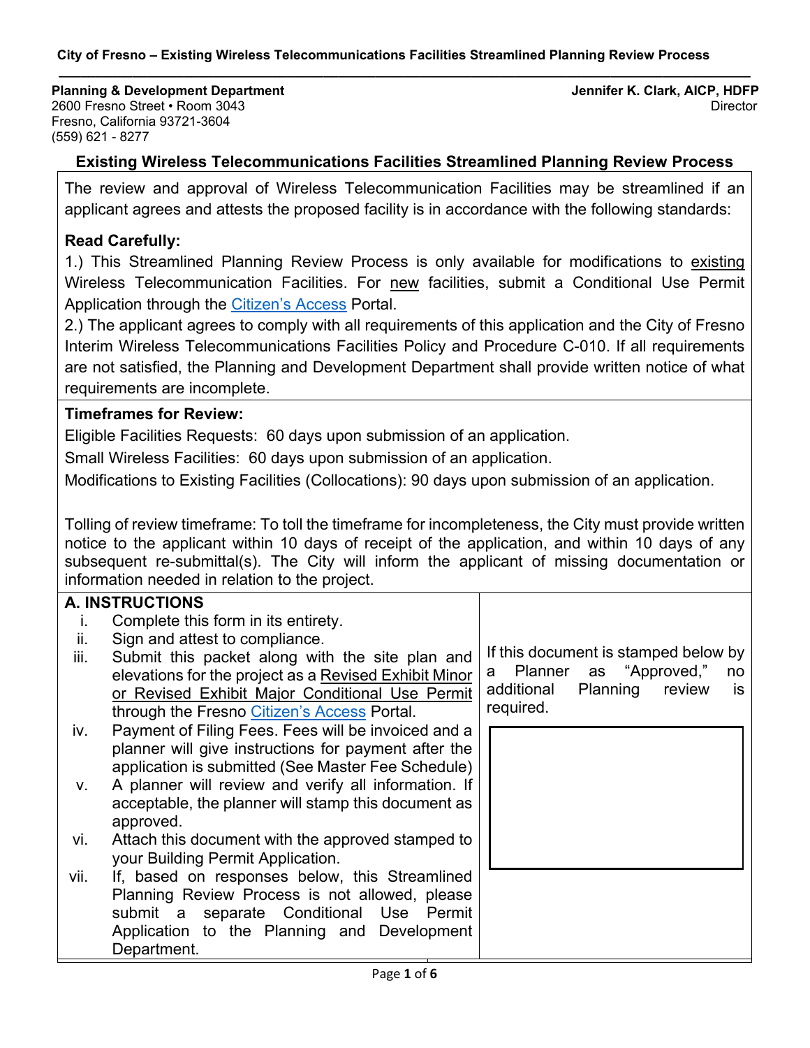Planning & Development Department
2600 Fresno Street • Room 3043
Fresno, California 93721-3604
(559) 621 - 8277

**Jennifer K. Clark, AICP, HDFP**
Director

## Existing Wireless Telecommunications Facilities Streamlined Planning Review Process

The review and approval of Wireless Telecommunication Facilities may be streamlined if an applicant agrees and attests the proposed facility is in accordance with the following standards:

**Read Carefully:**

1.) This Streamlined Planning Review Process is only available for modifications to existing Wireless Telecommunication Facilities. For new facilities, submit a Conditional Use Permit Application through the Citizen's Access Portal.

2.) The applicant agrees to comply with all requirements of this application and the City of Fresno Interim Wireless Telecommunications Facilities Policy and Procedure C-010. If all requirements are not satisfied, the Planning and Development Department shall provide written notice of what requirements are incomplete.

**Timeframes for Review:**

Eligible Facilities Requests: 60 days upon submission of an application.

Small Wireless Facilities: 60 days upon submission of an application.

Modifications to Existing Facilities (Collocations): 90 days upon submission of an application.

Tolling of review timeframe: To toll the timeframe for incompleteness, the City must provide written notice to the applicant within 10 days of receipt of the application, and within 10 days of any subsequent re-submittal(s). The City will inform the applicant of missing documentation or information needed in relation to the project.

**A. INSTRUCTIONS**

i. Complete this form in its entirety.
ii. Sign and attest to compliance.
iii. Submit this packet along with the site plan and elevations for the project as a Revised Exhibit Minor or Revised Exhibit Major Conditional Use Permit through the Fresno Citizen's Access Portal.
iv. Payment of Filing Fees. Fees will be invoiced and a planner will give instructions for payment after the application is submitted (See Master Fee Schedule)
v. A planner will review and verify all information. If acceptable, the planner will stamp this document as approved.
vi. Attach this document with the approved stamped to your Building Permit Application.
vii. If, based on responses below, this Streamlined Planning Review Process is not allowed, please submit a separate Conditional Use Permit Application to the Planning and Development Department.

If this document is stamped below by a Planner as "Approved," no additional Planning review is required.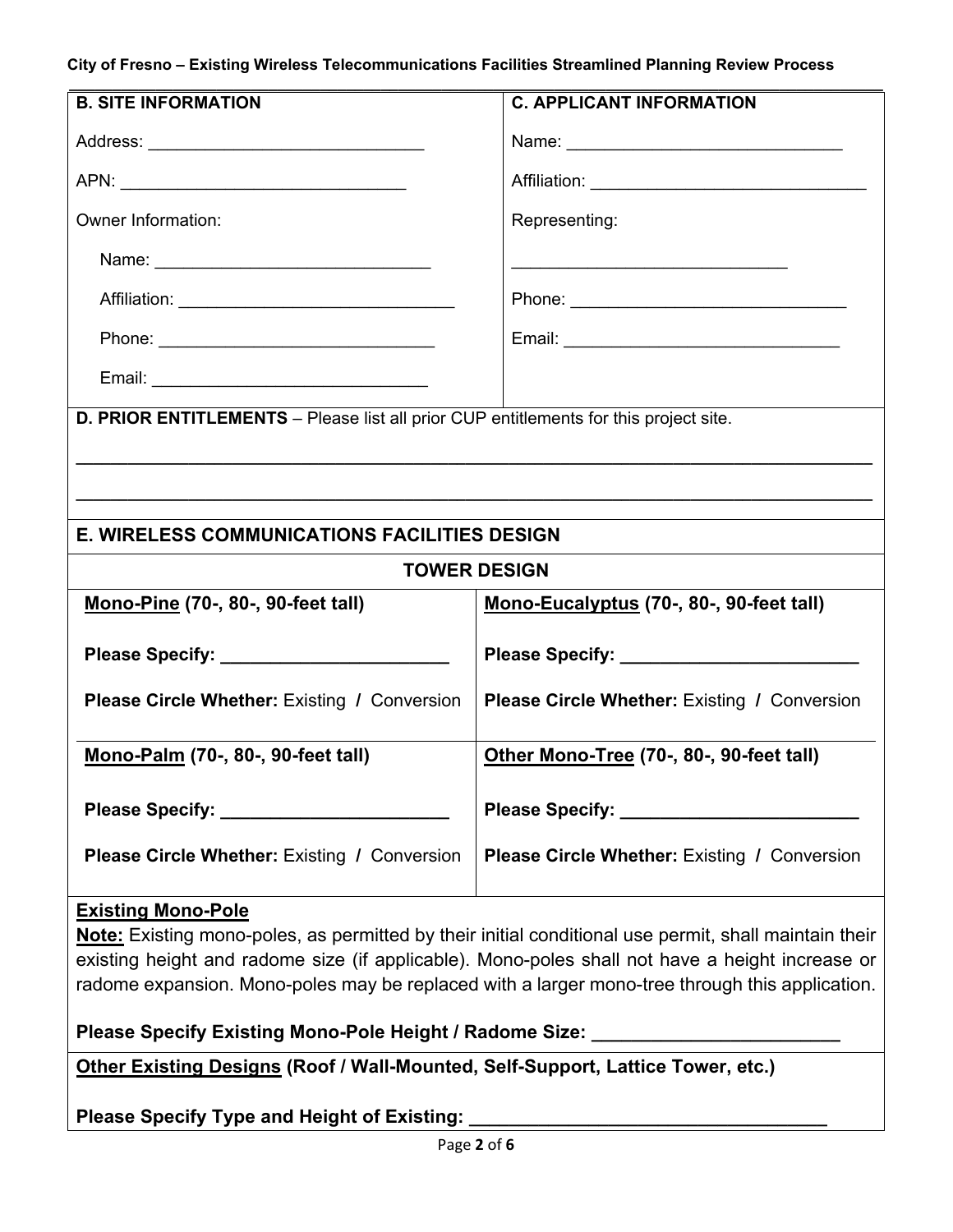| B. SITE INFORMATION | C. APPLICANT INFORMATION |
| --- | --- |
| Address: ______________________________ | Name: ______________________________ |
| APN: ______________________________ | Affiliation: ______________________________ |
| Owner Information: | Representing: |
| Name: ______________________________ | ______________________________ |
| Affiliation: ______________________________ | Phone: ______________________________ |
| Phone: ______________________________ | Email: ______________________________ |
| Email: ______________________________ | |

**D. PRIOR ENTITLEMENTS** – Please list all prior CUP entitlements for this project site.

______________________________________________________________________________

______________________________________________________________________________

## E. WIRELESS COMMUNICATIONS FACILITIES DESIGN

### TOWER DESIGN

| **Mono-Pine (70-, 80-, 90-feet tall)** | **Mono-Eucalyptus (70-, 80-, 90-feet tall)** |
| --- | --- |
| **Please Specify:** ________________________ | **Please Specify:** ________________________ |
| **Please Circle Whether:** Existing **/** Conversion | **Please Circle Whether:** Existing **/** Conversion |
| **Mono-Palm (70-, 80-, 90-feet tall)** | **Other Mono-Tree (70-, 80-, 90-feet tall)** |
| **Please Specify:** ________________________ | **Please Specify:** ________________________ |
| **Please Circle Whether:** Existing **/** Conversion | **Please Circle Whether:** Existing **/** Conversion |

**Existing Mono-Pole**

**Note:** Existing mono-poles, as permitted by their initial conditional use permit, shall maintain their existing height and radome size (if applicable). Mono-poles shall not have a height increase or radome expansion. Mono-poles may be replaced with a larger mono-tree through this application.

**Please Specify Existing Mono-Pole Height / Radome Size:** ________________________

**Other Existing Designs (Roof / Wall-Mounted, Self-Support, Lattice Tower, etc.)**

**Please Specify Type and Height of Existing:** ___________________________________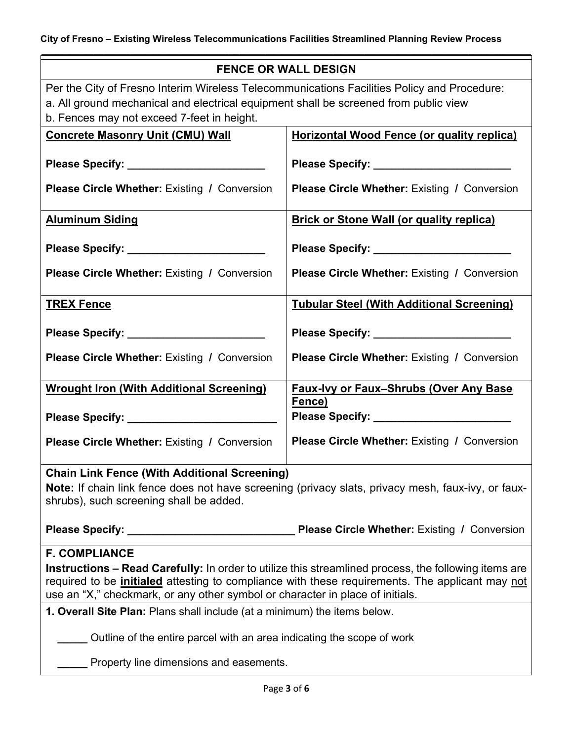## FENCE OR WALL DESIGN

Per the City of Fresno Interim Wireless Telecommunications Facilities Policy and Procedure:
a. All ground mechanical and electrical equipment shall be screened from public view
b. Fences may not exceed 7-feet in height.

| **Concrete Masonry Unit (CMU) Wall** | **Horizontal Wood Fence (or quality replica)** |
|---|---|
| **Please Specify:** _______________________ | **Please Specify:** _______________________ |
| **Please Circle Whether:** Existing **/** Conversion | **Please Circle Whether:** Existing **/** Conversion |
| **Aluminum Siding** | **Brick or Stone Wall (or quality replica)** |
| **Please Specify:** _______________________ | **Please Specify:** _______________________ |
| **Please Circle Whether:** Existing **/** Conversion | **Please Circle Whether:** Existing **/** Conversion |
| **TREX Fence** | **Tubular Steel (With Additional Screening)** |
| **Please Specify:** _______________________ | **Please Specify:** _______________________ |
| **Please Circle Whether:** Existing **/** Conversion | **Please Circle Whether:** Existing **/** Conversion |
| **Wrought Iron (With Additional Screening)** | **Faux-Ivy or Faux–Shrubs (Over Any Base Fence)** |
| **Please Specify:** _________________________ | **Please Specify:** _______________________ |
| **Please Circle Whether:** Existing **/** Conversion | **Please Circle Whether:** Existing **/** Conversion |

**Chain Link Fence (With Additional Screening)**

**Note:** If chain link fence does not have screening (privacy slats, privacy mesh, faux-ivy, or faux-shrubs), such screening shall be added.

**Please Specify:** ____________________________ **Please Circle Whether:** Existing **/** Conversion

## F. COMPLIANCE

**Instructions – Read Carefully:** In order to utilize this streamlined process, the following items are required to be **initialed** attesting to compliance with these requirements. The applicant may not use an "X," checkmark, or any other symbol or character in place of initials.

**1. Overall Site Plan:** Plans shall include (at a minimum) the items below.

_____ Outline of the entire parcel with an area indicating the scope of work

_____ Property line dimensions and easements.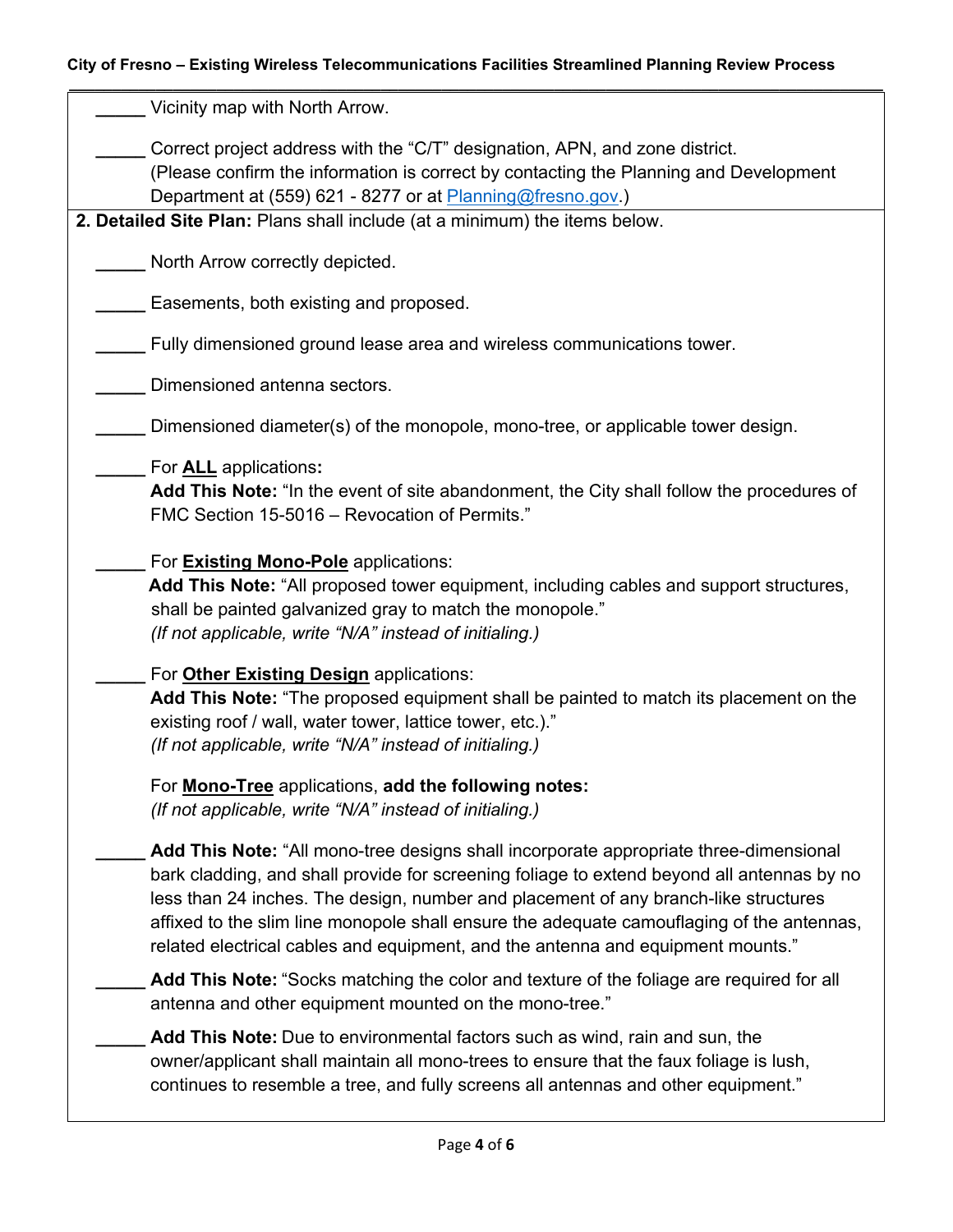_____ Vicinity map with North Arrow.

_____ Correct project address with the "C/T" designation, APN, and zone district. (Please confirm the information is correct by contacting the Planning and Development Department at (559) 621 - 8277 or at Planning@fresno.gov.)

**2. Detailed Site Plan:** Plans shall include (at a minimum) the items below.

_____ North Arrow correctly depicted.

_____ Easements, both existing and proposed.

_____ Fully dimensioned ground lease area and wireless communications tower.

_____ Dimensioned antenna sectors.

_____ Dimensioned diameter(s) of the monopole, mono-tree, or applicable tower design.

_____ For **ALL** applications**:**
**Add This Note:** "In the event of site abandonment, the City shall follow the procedures of FMC Section 15-5016 – Revocation of Permits."

_____ For **Existing Mono-Pole** applications:
**Add This Note:** "All proposed tower equipment, including cables and support structures, shall be painted galvanized gray to match the monopole."
*(If not applicable, write "N/A" instead of initialing.)*

_____ For **Other Existing Design** applications:
**Add This Note:** "The proposed equipment shall be painted to match its placement on the existing roof / wall, water tower, lattice tower, etc.)."
*(If not applicable, write "N/A" instead of initialing.)*

For **Mono-Tree** applications, **add the following notes:**
*(If not applicable, write "N/A" instead of initialing.)*

_____ **Add This Note:** "All mono-tree designs shall incorporate appropriate three-dimensional bark cladding, and shall provide for screening foliage to extend beyond all antennas by no less than 24 inches. The design, number and placement of any branch-like structures affixed to the slim line monopole shall ensure the adequate camouflaging of the antennas, related electrical cables and equipment, and the antenna and equipment mounts."

_____ **Add This Note:** "Socks matching the color and texture of the foliage are required for all antenna and other equipment mounted on the mono-tree."

_____ **Add This Note:** Due to environmental factors such as wind, rain and sun, the owner/applicant shall maintain all mono-trees to ensure that the faux foliage is lush, continues to resemble a tree, and fully screens all antennas and other equipment."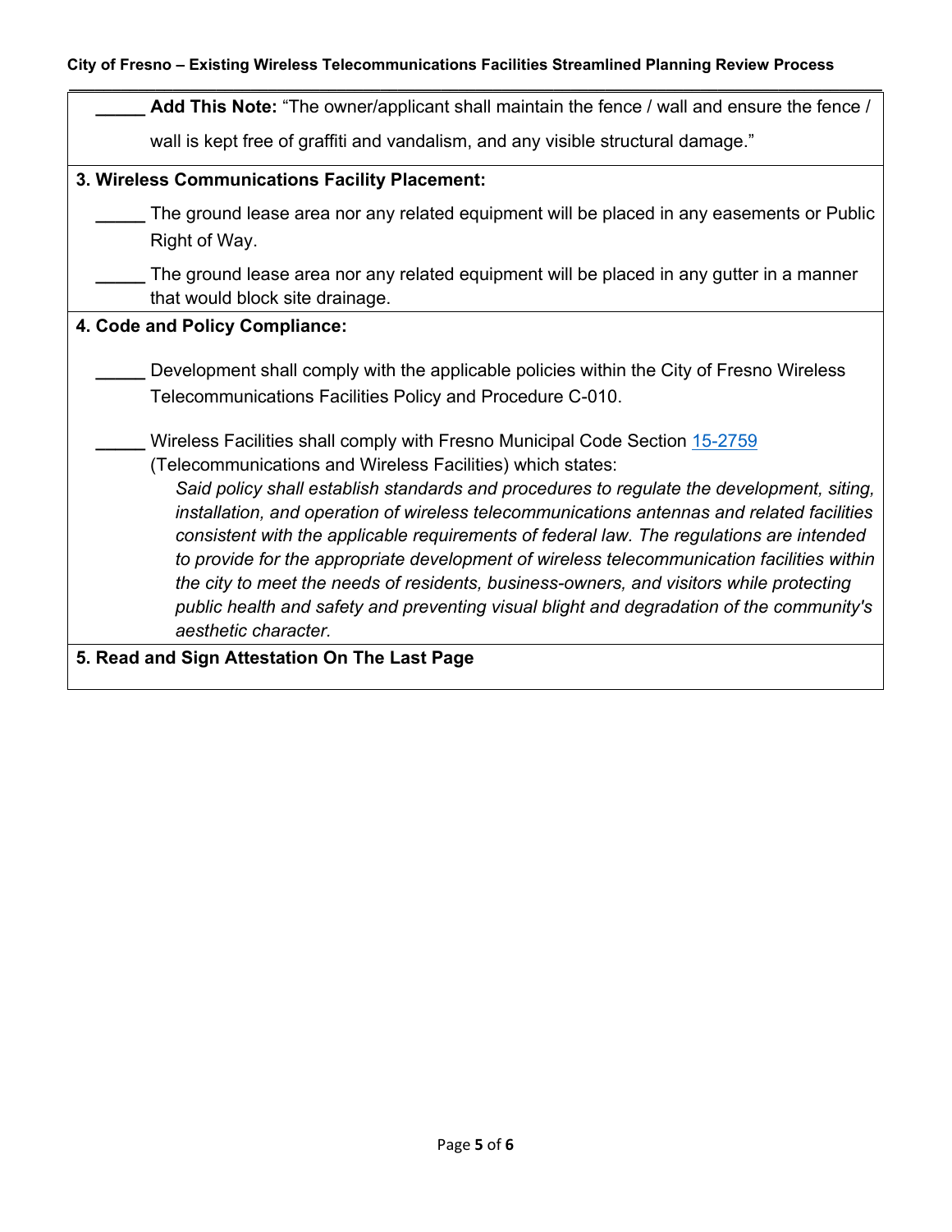_____ **Add This Note:** "The owner/applicant shall maintain the fence / wall and ensure the fence / wall is kept free of graffiti and vandalism, and any visible structural damage."

**3. Wireless Communications Facility Placement:**

_____ The ground lease area nor any related equipment will be placed in any easements or Public Right of Way.

_____ The ground lease area nor any related equipment will be placed in any gutter in a manner that would block site drainage.

**4. Code and Policy Compliance:**

_____ Development shall comply with the applicable policies within the City of Fresno Wireless Telecommunications Facilities Policy and Procedure C-010.

_____ Wireless Facilities shall comply with Fresno Municipal Code Section 15-2759 (Telecommunications and Wireless Facilities) which states:

> *Said policy shall establish standards and procedures to regulate the development, siting, installation, and operation of wireless telecommunications antennas and related facilities consistent with the applicable requirements of federal law. The regulations are intended to provide for the appropriate development of wireless telecommunication facilities within the city to meet the needs of residents, business-owners, and visitors while protecting public health and safety and preventing visual blight and degradation of the community's aesthetic character.*

**5. Read and Sign Attestation On The Last Page**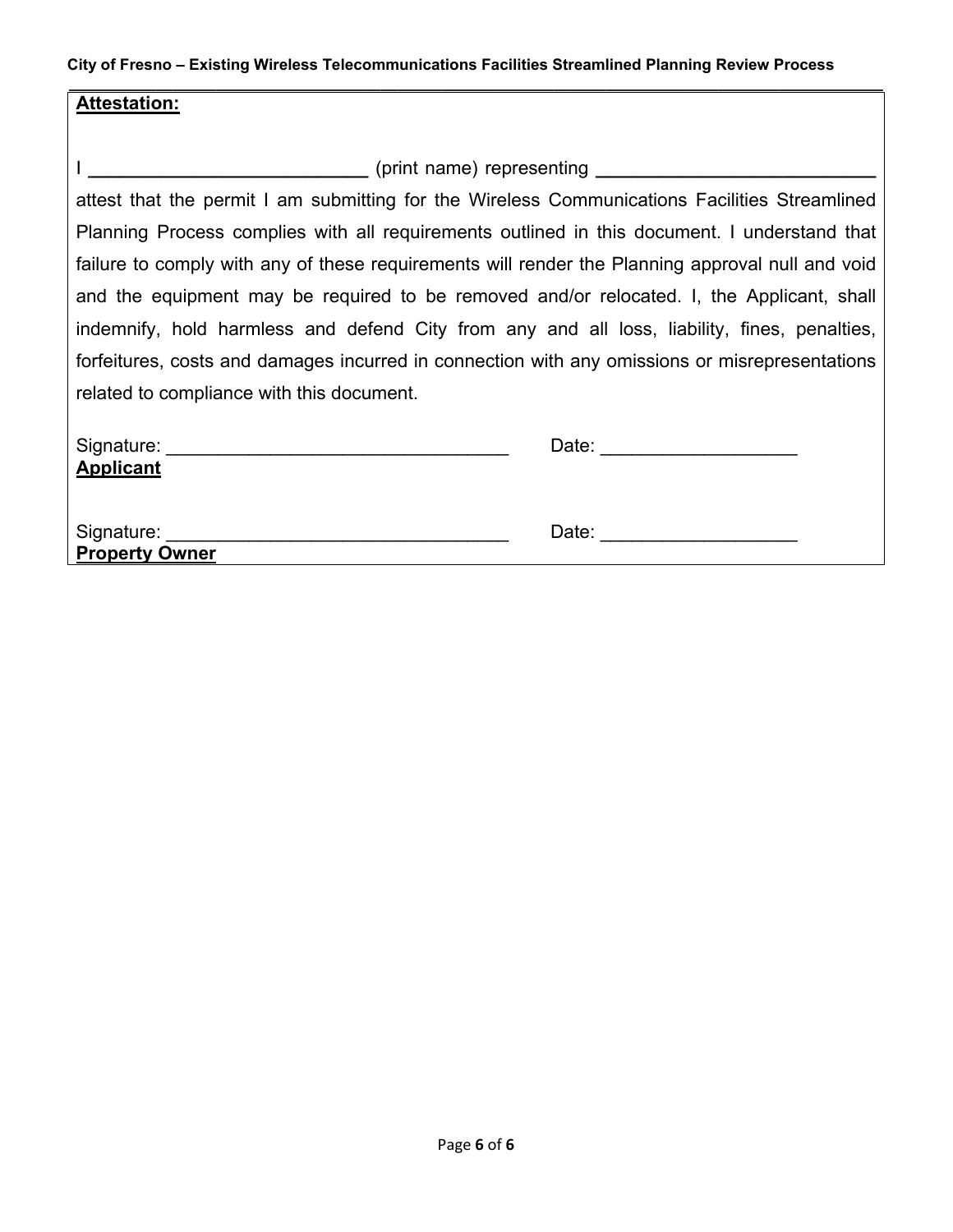**Attestation:**

I ___________________________ (print name) representing ___________________________ attest that the permit I am submitting for the Wireless Communications Facilities Streamlined Planning Process complies with all requirements outlined in this document. I understand that failure to comply with any of these requirements will render the Planning approval null and void and the equipment may be required to be removed and/or relocated. I, the Applicant, shall indemnify, hold harmless and defend City from any and all loss, liability, fines, penalties, forfeitures, costs and damages incurred in connection with any omissions or misrepresentations related to compliance with this document.

Signature: _________________________________ Date: ___________________
**Applicant**

Signature: _________________________________ Date: ___________________
**Property Owner**